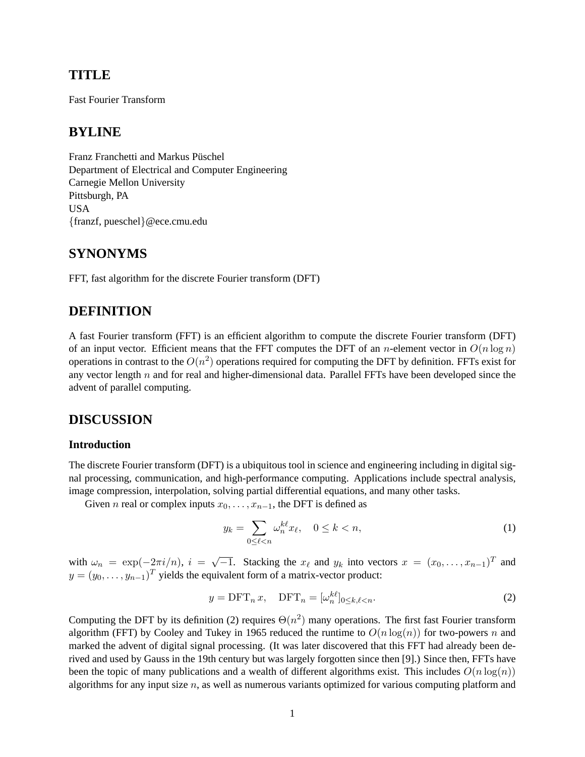## TITLE

Fast Fourier Transform

## BYLINE

Franz Franchetti and Markus Püschel
Department of Electrical and Computer Engineering
Carnegie Mellon University
Pittsburgh, PA
USA
{franzf, pueschel}@ece.cmu.edu

## SYNONYMS

FFT, fast algorithm for the discrete Fourier transform (DFT)

## DEFINITION

A fast Fourier transform (FFT) is an efficient algorithm to compute the discrete Fourier transform (DFT) of an input vector. Efficient means that the FFT computes the DFT of an $n$-element vector in $O(n \log n)$ operations in contrast to the $O(n^2)$ operations required for computing the DFT by definition. FFTs exist for any vector length $n$ and for real and higher-dimensional data. Parallel FFTs have been developed since the advent of parallel computing.

## DISCUSSION

### Introduction

The discrete Fourier transform (DFT) is a ubiquitous tool in science and engineering including in digital signal processing, communication, and high-performance computing. Applications include spectral analysis, image compression, interpolation, solving partial differential equations, and many other tasks.

Given $n$ real or complex inputs $x_0, \ldots, x_{n-1}$, the DFT is defined as

$$y_k = \sum_{0 \leq \ell < n} \omega_n^{k\ell} x_\ell, \quad 0 \leq k < n, \tag{1}$$

with $\omega_n = \exp(-2\pi i/n)$, $i = \sqrt{-1}$. Stacking the $x_\ell$ and $y_k$ into vectors $x = (x_0, \ldots, x_{n-1})^T$ and $y = (y_0, \ldots, y_{n-1})^T$ yields the equivalent form of a matrix-vector product:

$$y = \mathrm{DFT}_n \, x, \quad \mathrm{DFT}_n = [\omega_n^{k\ell}]_{0 \leq k, \ell < n}. \tag{2}$$

Computing the DFT by its definition (2) requires $\Theta(n^2)$ many operations. The first fast Fourier transform algorithm (FFT) by Cooley and Tukey in 1965 reduced the runtime to $O(n \log(n))$ for two-powers $n$ and marked the advent of digital signal processing. (It was later discovered that this FFT had already been derived and used by Gauss in the 19th century but was largely forgotten since then [9].) Since then, FFTs have been the topic of many publications and a wealth of different algorithms exist. This includes $O(n \log(n))$ algorithms for any input size $n$, as well as numerous variants optimized for various computing platform and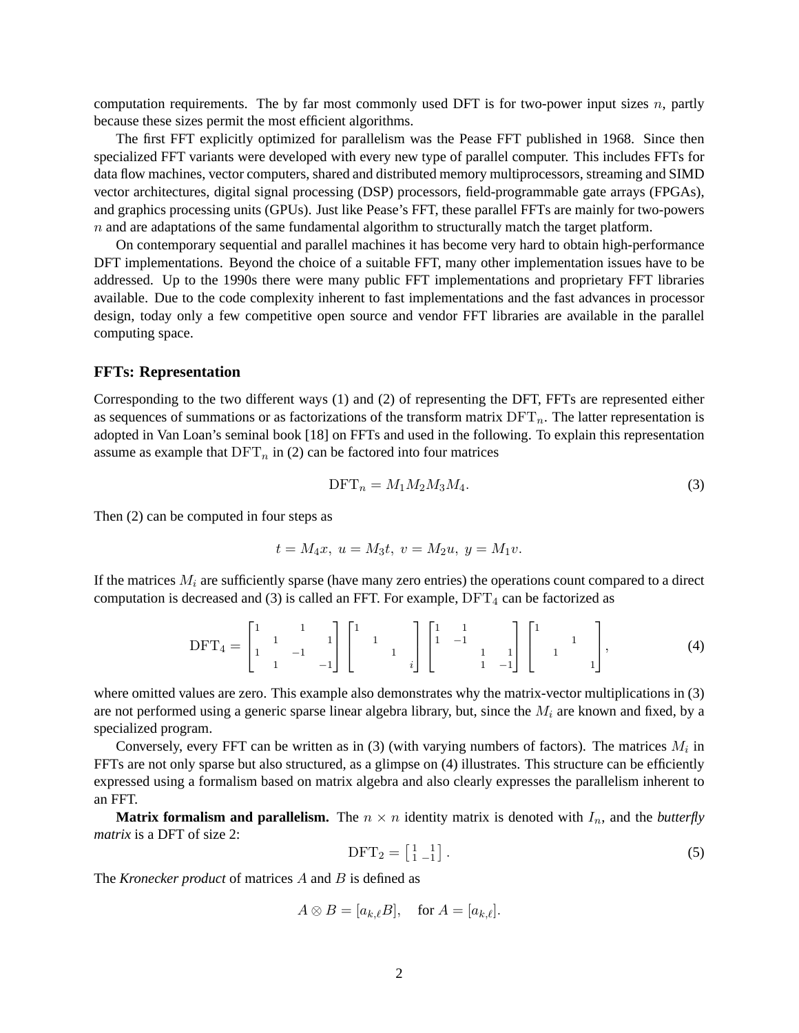computation requirements. The by far most commonly used DFT is for two-power input sizes $n$, partly because these sizes permit the most efficient algorithms.

The first FFT explicitly optimized for parallelism was the Pease FFT published in 1968. Since then specialized FFT variants were developed with every new type of parallel computer. This includes FFTs for data flow machines, vector computers, shared and distributed memory multiprocessors, streaming and SIMD vector architectures, digital signal processing (DSP) processors, field-programmable gate arrays (FPGAs), and graphics processing units (GPUs). Just like Pease's FFT, these parallel FFTs are mainly for two-powers $n$ and are adaptations of the same fundamental algorithm to structurally match the target platform.

On contemporary sequential and parallel machines it has become very hard to obtain high-performance DFT implementations. Beyond the choice of a suitable FFT, many other implementation issues have to be addressed. Up to the 1990s there were many public FFT implementations and proprietary FFT libraries available. Due to the code complexity inherent to fast implementations and the fast advances in processor design, today only a few competitive open source and vendor FFT libraries are available in the parallel computing space.

### FFTs: Representation

Corresponding to the two different ways (1) and (2) of representing the DFT, FFTs are represented either as sequences of summations or as factorizations of the transform matrix $\mathrm{DFT}_n$. The latter representation is adopted in Van Loan's seminal book [18] on FFTs and used in the following. To explain this representation assume as example that $\mathrm{DFT}_n$ in (2) can be factored into four matrices

$$\mathrm{DFT}_n = M_1 M_2 M_3 M_4. \tag{3}$$

Then (2) can be computed in four steps as

$$t = M_4 x,\ u = M_3 t,\ v = M_2 u,\ y = M_1 v.$$

If the matrices $M_i$ are sufficiently sparse (have many zero entries) the operations count compared to a direct computation is decreased and (3) is called an FFT. For example, $\mathrm{DFT}_4$ can be factorized as

$$\mathrm{DFT}_4 = \begin{bmatrix} 1 & & 1 & \\ & 1 & & 1 \\ 1 & & -1 & \\ & 1 & & -1 \end{bmatrix} \begin{bmatrix} 1 & & & \\ & 1 & & \\ & & 1 & \\ & & & i \end{bmatrix} \begin{bmatrix} 1 & 1 & & \\ 1 & -1 & & \\ & & 1 & 1 \\ & & 1 & -1 \end{bmatrix} \begin{bmatrix} 1 & & & \\ & & 1 & \\ & 1 & & \\ & & & 1 \end{bmatrix}, \tag{4}$$

where omitted values are zero. This example also demonstrates why the matrix-vector multiplications in (3) are not performed using a generic sparse linear algebra library, but, since the $M_i$ are known and fixed, by a specialized program.

Conversely, every FFT can be written as in (3) (with varying numbers of factors). The matrices $M_i$ in FFTs are not only sparse but also structured, as a glimpse on (4) illustrates. This structure can be efficiently expressed using a formalism based on matrix algebra and also clearly expresses the parallelism inherent to an FFT.

**Matrix formalism and parallelism.** The $n \times n$ identity matrix is denoted with $I_n$, and the *butterfly matrix* is a DFT of size 2:

$$\mathrm{DFT}_2 = \begin{bmatrix} 1 & 1 \\ 1 & -1 \end{bmatrix}. \tag{5}$$

The *Kronecker product* of matrices $A$ and $B$ is defined as

$$A \otimes B = [a_{k,\ell} B], \quad \text{for } A = [a_{k,\ell}].$$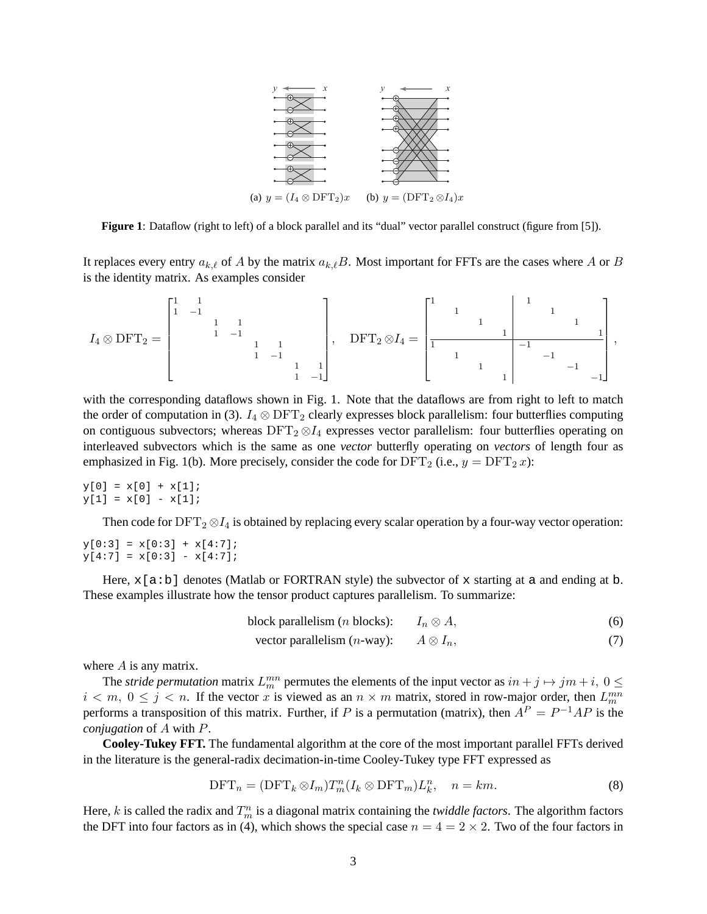(a) $y = (I_4 \otimes \mathrm{DFT}_2)x$ (b) $y = (\mathrm{DFT}_2 \otimes I_4)x$

**Figure 1**: Dataflow (right to left) of a block parallel and its "dual" vector parallel construct (figure from [5]).

It replaces every entry $a_{k,\ell}$ of $A$ by the matrix $a_{k,\ell}B$. Most important for FFTs are the cases where $A$ or $B$ is the identity matrix. As examples consider

$$I_4 \otimes \mathrm{DFT}_2 = \begin{bmatrix} 1 & 1 & & & & & & \\ 1 & -1 & & & & & & \\ & & 1 & 1 & & & & \\ & & 1 & -1 & & & & \\ & & & & 1 & 1 & & \\ & & & & 1 & -1 & & \\ & & & & & & 1 & 1 \\ & & & & & & 1 & -1 \end{bmatrix}, \quad \mathrm{DFT}_2 \otimes I_4 = \left[\begin{array}{cccc|cccc} 1 & & & & 1 & & & \\ & 1 & & & & 1 & & \\ & & 1 & & & & 1 & \\ & & & 1 & & & & 1 \\ \hline 1 & & & & -1 & & & \\ & 1 & & & & -1 & & \\ & & 1 & & & & -1 & \\ & & & 1 & & & & -1 \end{array}\right],$$

with the corresponding dataflows shown in Fig. 1. Note that the dataflows are from right to left to match the order of computation in (3). $I_4 \otimes \mathrm{DFT}_2$ clearly expresses block parallelism: four butterflies computing on contiguous subvectors; whereas $\mathrm{DFT}_2 \otimes I_4$ expresses vector parallelism: four butterflies operating on interleaved subvectors which is the same as one *vector* butterfly operating on *vectors* of length four as emphasized in Fig. 1(b). More precisely, consider the code for $\mathrm{DFT}_2$ (i.e., $y = \mathrm{DFT}_2\, x$):

```
y[0] = x[0] + x[1];
y[1] = x[0] - x[1];
```

Then code for $\mathrm{DFT}_2 \otimes I_4$ is obtained by replacing every scalar operation by a four-way vector operation:

```
y[0:3] = x[0:3] + x[4:7];
y[4:7] = x[0:3] - x[4:7];
```

Here, `x[a:b]` denotes (Matlab or FORTRAN style) the subvector of `x` starting at `a` and ending at `b`. These examples illustrate how the tensor product captures parallelism. To summarize:

$$\text{block parallelism } (n \text{ blocks}): \qquad I_n \otimes A, \tag{6}$$

$$\text{vector parallelism } (n\text{-way}): \qquad A \otimes I_n, \tag{7}$$

where $A$ is any matrix.

The *stride permutation* matrix $L_m^{mn}$ permutes the elements of the input vector as $in + j \mapsto jm + i,\ 0 \le i < m,\ 0 \le j < n$. If the vector $x$ is viewed as an $n \times m$ matrix, stored in row-major order, then $L_m^{mn}$ performs a transposition of this matrix. Further, if $P$ is a permutation (matrix), then $A^P = P^{-1}AP$ is the *conjugation* of $A$ with $P$.

**Cooley-Tukey FFT.** The fundamental algorithm at the core of the most important parallel FFTs derived in the literature is the general-radix decimation-in-time Cooley-Tukey type FFT expressed as

$$\mathrm{DFT}_n = (\mathrm{DFT}_k \otimes I_m) T_m^n (I_k \otimes \mathrm{DFT}_m) L_k^n, \quad n = km. \tag{8}$$

Here, $k$ is called the radix and $T_m^n$ is a diagonal matrix containing the *twiddle factors*. The algorithm factors the DFT into four factors as in (4), which shows the special case $n = 4 = 2 \times 2$. Two of the four factors in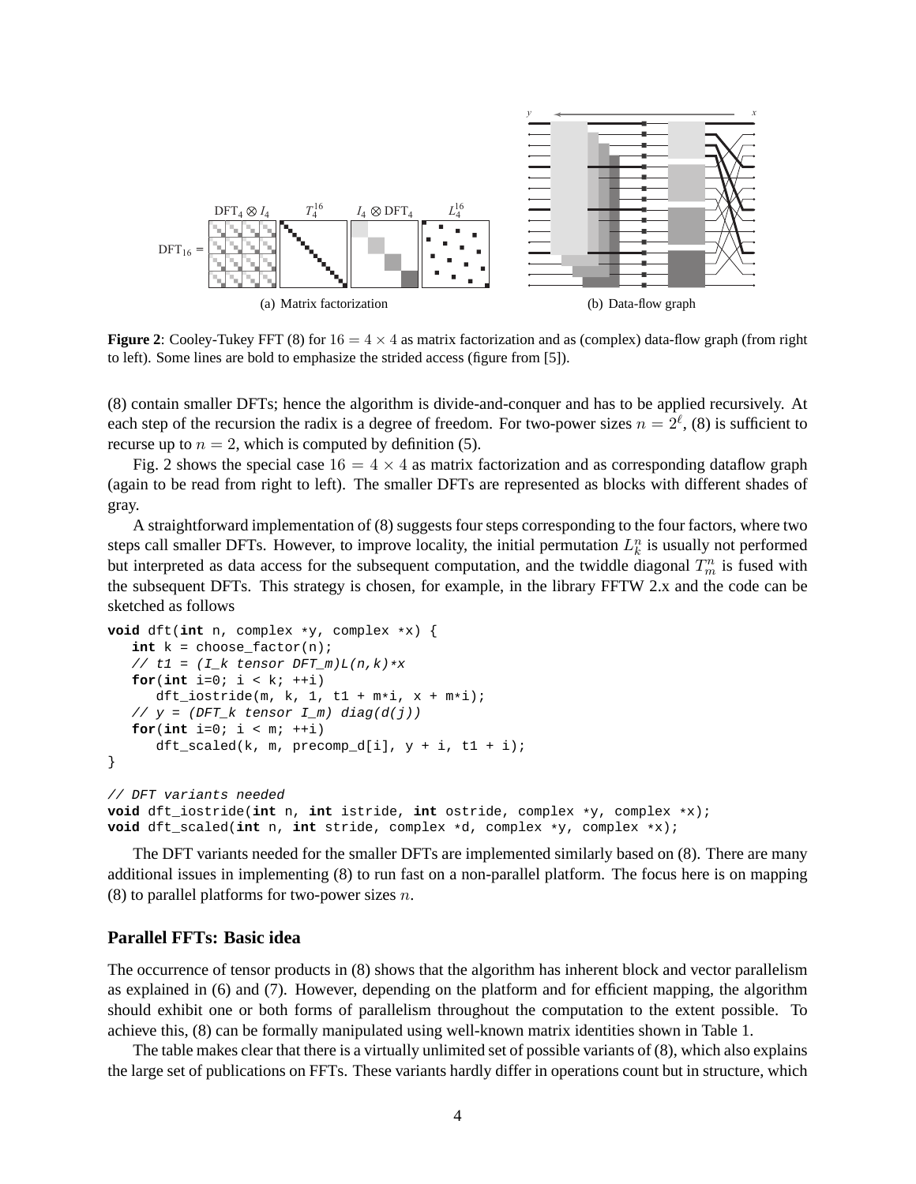$\text{DFT}_{16} = $ $\text{DFT}_4 \otimes I_4$ $T_4^{16}$ $I_4 \otimes \text{DFT}_4$ $L_4^{16}$

(a) Matrix factorization

(b) Data-flow graph

**Figure 2**: Cooley-Tukey FFT (8) for $16 = 4 \times 4$ as matrix factorization and as (complex) data-flow graph (from right to left). Some lines are bold to emphasize the strided access (figure from [5]).

(8) contain smaller DFTs; hence the algorithm is divide-and-conquer and has to be applied recursively. At each step of the recursion the radix is a degree of freedom. For two-power sizes $n = 2^\ell$, (8) is sufficient to recurse up to $n = 2$, which is computed by definition (5).

Fig. 2 shows the special case $16 = 4 \times 4$ as matrix factorization and as corresponding dataflow graph (again to be read from right to left). The smaller DFTs are represented as blocks with different shades of gray.

A straightforward implementation of (8) suggests four steps corresponding to the four factors, where two steps call smaller DFTs. However, to improve locality, the initial permutation $L_k^n$ is usually not performed but interpreted as data access for the subsequent computation, and the twiddle diagonal $T_m^n$ is fused with the subsequent DFTs. This strategy is chosen, for example, in the library FFTW 2.x and the code can be sketched as follows

```
void dft(int n, complex *y, complex *x) {
   int k = choose_factor(n);
   // t1 = (I_k tensor DFT_m)L(n,k)*x
   for(int i=0; i < k; ++i)
      dft_iostride(m, k, 1, t1 + m*i, x + m*i);
   // y = (DFT_k tensor I_m) diag(d(j))
   for(int i=0; i < m; ++i)
      dft_scaled(k, m, precomp_d[i], y + i, t1 + i);
}

// DFT variants needed
void dft_iostride(int n, int istride, int ostride, complex *y, complex *x);
void dft_scaled(int n, int stride, complex *d, complex *y, complex *x);
```

The DFT variants needed for the smaller DFTs are implemented similarly based on (8). There are many additional issues in implementing (8) to run fast on a non-parallel platform. The focus here is on mapping (8) to parallel platforms for two-power sizes $n$.

### Parallel FFTs: Basic idea

The occurrence of tensor products in (8) shows that the algorithm has inherent block and vector parallelism as explained in (6) and (7). However, depending on the platform and for efficient mapping, the algorithm should exhibit one or both forms of parallelism throughout the computation to the extent possible. To achieve this, (8) can be formally manipulated using well-known matrix identities shown in Table 1.

The table makes clear that there is a virtually unlimited set of possible variants of (8), which also explains the large set of publications on FFTs. These variants hardly differ in operations count but in structure, which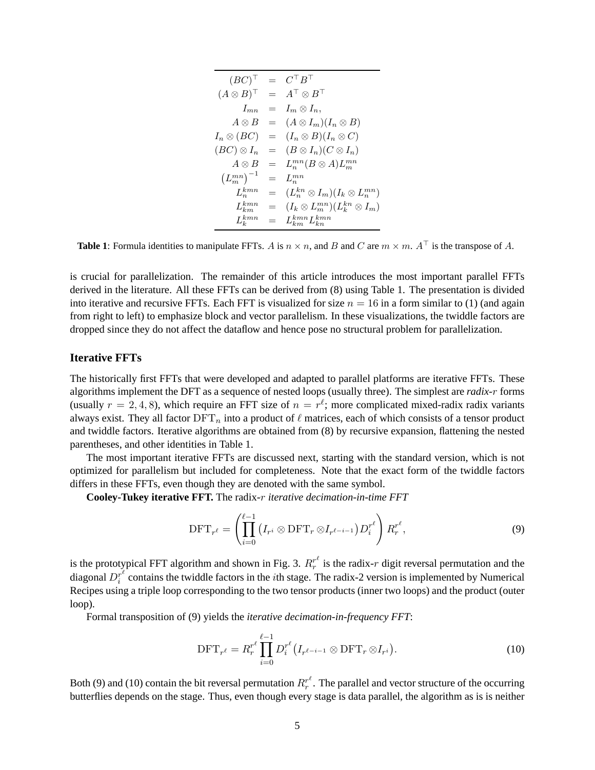$$
\begin{array}{rcl}
(BC)^\top & = & C^\top B^\top \\
(A \otimes B)^\top & = & A^\top \otimes B^\top \\
I_{mn} & = & I_m \otimes I_n, \\
A \otimes B & = & (A \otimes I_m)(I_n \otimes B) \\
I_n \otimes (BC) & = & (I_n \otimes B)(I_n \otimes C) \\
(BC) \otimes I_n & = & (B \otimes I_n)(C \otimes I_n) \\
A \otimes B & = & L_n^{mn}(B \otimes A)L_m^{mn} \\
\left(L_m^{mn}\right)^{-1} & = & L_n^{mn} \\
L_n^{kmn} & = & (L_n^{kn} \otimes I_m)(I_k \otimes L_n^{mn}) \\
L_{km}^{kmn} & = & (I_k \otimes L_m^{mn})(L_k^{kn} \otimes I_m) \\
L_k^{kmn} & = & L_{km}^{kmn} L_{kn}^{kmn}
\end{array}
$$

**Table 1**: Formula identities to manipulate FFTs. $A$ is $n \times n$, and $B$ and $C$ are $m \times m$. $A^\top$ is the transpose of $A$.

is crucial for parallelization. The remainder of this article introduces the most important parallel FFTs derived in the literature. All these FFTs can be derived from (8) using Table 1. The presentation is divided into iterative and recursive FFTs. Each FFT is visualized for size $n = 16$ in a form similar to (1) (and again from right to left) to emphasize block and vector parallelism. In these visualizations, the twiddle factors are dropped since they do not affect the dataflow and hence pose no structural problem for parallelization.

### Iterative FFTs

The historically first FFTs that were developed and adapted to parallel platforms are iterative FFTs. These algorithms implement the DFT as a sequence of nested loops (usually three). The simplest are ***radix-r*** forms (usually $r = 2, 4, 8$), which require an FFT size of $n = r^\ell$; more complicated mixed-radix radix variants always exist. They all factor $\mathrm{DFT}_n$ into a product of $\ell$ matrices, each of which consists of a tensor product and twiddle factors. Iterative algorithms are obtained from (8) by recursive expansion, flattening the nested parentheses, and other identities in Table 1.

The most important iterative FFTs are discussed next, starting with the standard version, which is not optimized for parallelism but included for completeness. Note that the exact form of the twiddle factors differs in these FFTs, even though they are denoted with the same symbol.

**Cooley-Tukey iterative FFT.** The radix-$r$ *iterative decimation-in-time FFT*

$$
\mathrm{DFT}_{r^\ell} = \left( \prod_{i=0}^{\ell-1} \left( I_{r^i} \otimes \mathrm{DFT}_r \otimes I_{r^{\ell-i-1}} \right) D_i^{r^\ell} \right) R_r^{r^\ell}, \tag{9}
$$

is the prototypical FFT algorithm and shown in Fig. 3. $R_r^{r^\ell}$ is the radix-$r$ digit reversal permutation and the diagonal $D_i^{r^\ell}$ contains the twiddle factors in the $i$th stage. The radix-2 version is implemented by Numerical Recipes using a triple loop corresponding to the two tensor products (inner two loops) and the product (outer loop).

Formal transposition of (9) yields the *iterative decimation-in-frequency FFT*:

$$
\mathrm{DFT}_{r^\ell} = R_r^{r^\ell} \prod_{i=0}^{\ell-1} D_i^{r^\ell} \left( I_{r^{\ell-i-1}} \otimes \mathrm{DFT}_r \otimes I_{r^i} \right). \tag{10}
$$

Both (9) and (10) contain the bit reversal permutation $R_r^{r^\ell}$. The parallel and vector structure of the occurring butterflies depends on the stage. Thus, even though every stage is data parallel, the algorithm as is is neither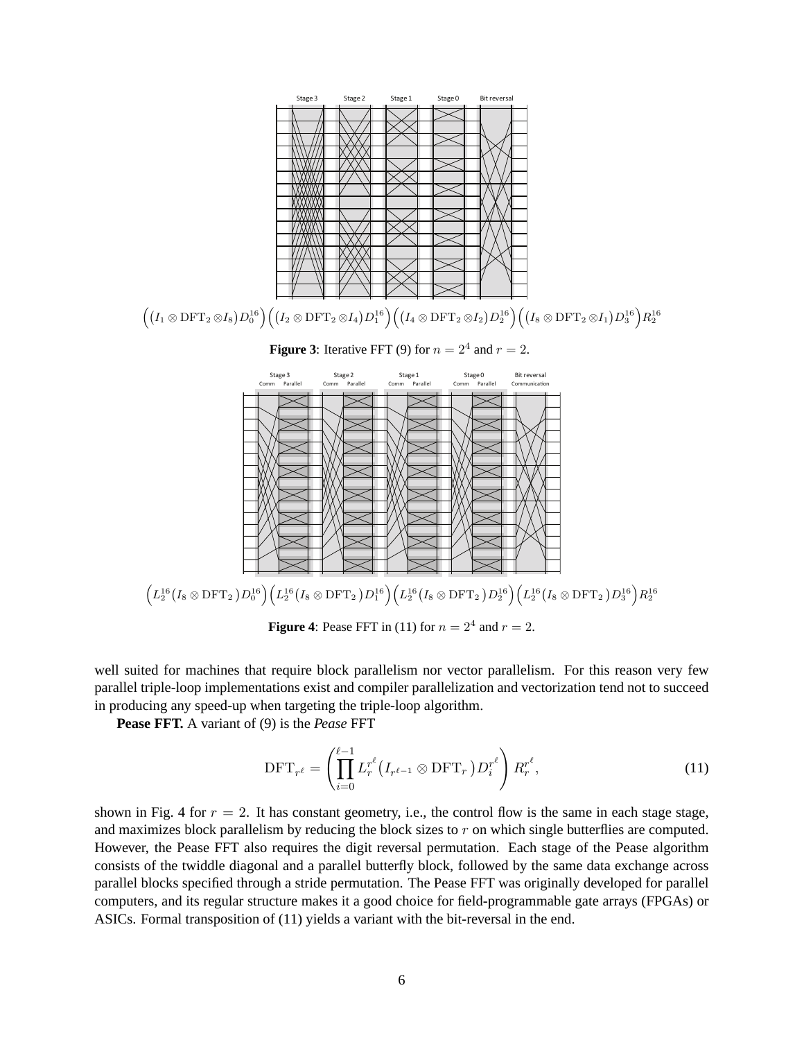Stage 3 Stage 2 Stage 1 Stage 0 Bit reversal

$$\Big((I_1 \otimes \mathrm{DFT}_2 \otimes I_8) D_0^{16}\Big)\Big((I_2 \otimes \mathrm{DFT}_2 \otimes I_4) D_1^{16}\Big)\Big((I_4 \otimes \mathrm{DFT}_2 \otimes I_2) D_2^{16}\Big)\Big((I_8 \otimes \mathrm{DFT}_2 \otimes I_1) D_3^{16}\Big) R_2^{16}$$

**Figure 3**: Iterative FFT (9) for $n = 2^4$ and $r = 2$.

Stage 3 (Comm, Parallel) Stage 2 (Comm, Parallel) Stage 1 (Comm, Parallel) Stage 0 (Comm, Parallel) Bit reversal (Communication)

$$\Big(L_2^{16}(I_8 \otimes \mathrm{DFT}_2) D_0^{16}\Big)\Big(L_2^{16}(I_8 \otimes \mathrm{DFT}_2) D_1^{16}\Big)\Big(L_2^{16}(I_8 \otimes \mathrm{DFT}_2) D_2^{16}\Big)\Big(L_2^{16}(I_8 \otimes \mathrm{DFT}_2) D_3^{16}\Big) R_2^{16}$$

**Figure 4**: Pease FFT in (11) for $n = 2^4$ and $r = 2$.

well suited for machines that require block parallelism nor vector parallelism. For this reason very few parallel triple-loop implementations exist and compiler parallelization and vectorization tend not to succeed in producing any speed-up when targeting the triple-loop algorithm.

**Pease FFT.** A variant of (9) is the *Pease* FFT

$$\mathrm{DFT}_{r^\ell} = \left(\prod_{i=0}^{\ell-1} L_r^{r^\ell}\big(I_{r^{\ell-1}} \otimes \mathrm{DFT}_r\big) D_i^{r^\ell}\right) R_r^{r^\ell}, \tag{11}$$

shown in Fig. 4 for $r = 2$. It has constant geometry, i.e., the control flow is the same in each stage stage, and maximizes block parallelism by reducing the block sizes to $r$ on which single butterflies are computed. However, the Pease FFT also requires the digit reversal permutation. Each stage of the Pease algorithm consists of the twiddle diagonal and a parallel butterfly block, followed by the same data exchange across parallel blocks specified through a stride permutation. The Pease FFT was originally developed for parallel computers, and its regular structure makes it a good choice for field-programmable gate arrays (FPGAs) or ASICs. Formal transposition of (11) yields a variant with the bit-reversal in the end.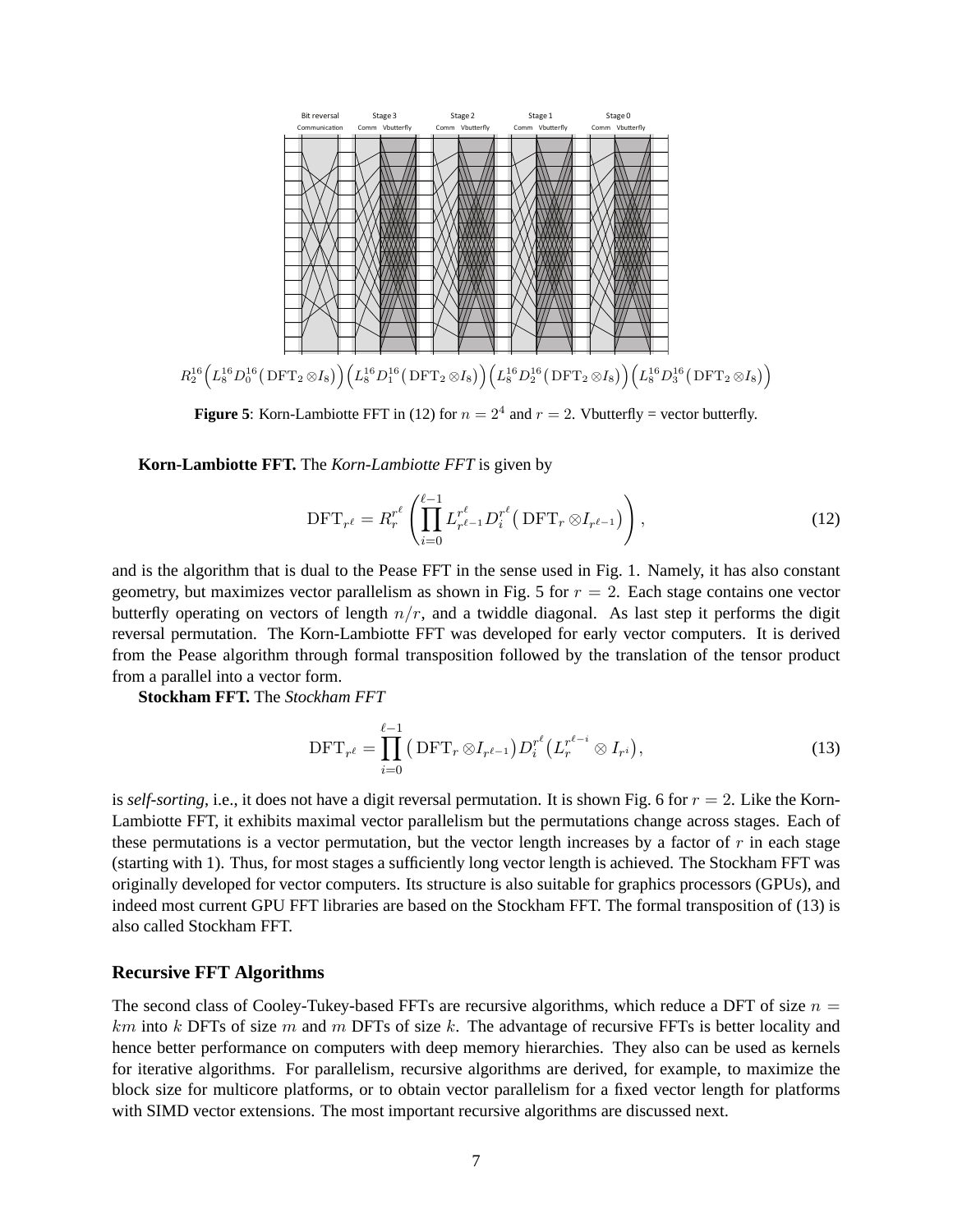$$R_2^{16}\Big(L_8^{16}D_0^{16}\big(\mathrm{DFT}_2\otimes I_8\big)\Big)\Big(L_8^{16}D_1^{16}\big(\mathrm{DFT}_2\otimes I_8\big)\Big)\Big(L_8^{16}D_2^{16}\big(\mathrm{DFT}_2\otimes I_8\big)\Big)\Big(L_8^{16}D_3^{16}\big(\mathrm{DFT}_2\otimes I_8\big)\Big)$$

**Figure 5**: Korn-Lambiotte FFT in (12) for $n = 2^4$ and $r = 2$. Vbutterfly = vector butterfly.

**Korn-Lambiotte FFT.** The *Korn-Lambiotte FFT* is given by

$$\mathrm{DFT}_{r^\ell} = R_r^{r^\ell}\left(\prod_{i=0}^{\ell-1} L_{r^{\ell-1}}^{r^\ell} D_i^{r^\ell}\big(\mathrm{DFT}_r \otimes I_{r^{\ell-1}}\big)\right), \tag{12}$$

and is the algorithm that is dual to the Pease FFT in the sense used in Fig. 1. Namely, it has also constant geometry, but maximizes vector parallelism as shown in Fig. 5 for $r = 2$. Each stage contains one vector butterfly operating on vectors of length $n/r$, and a twiddle diagonal. As last step it performs the digit reversal permutation. The Korn-Lambiotte FFT was developed for early vector computers. It is derived from the Pease algorithm through formal transposition followed by the translation of the tensor product from a parallel into a vector form.

**Stockham FFT.** The *Stockham FFT*

$$\mathrm{DFT}_{r^\ell} = \prod_{i=0}^{\ell-1}\big(\mathrm{DFT}_r \otimes I_{r^{\ell-1}}\big) D_i^{r^\ell}\big(L_r^{r^{\ell-i}} \otimes I_{r^i}\big), \tag{13}$$

is *self-sorting*, i.e., it does not have a digit reversal permutation. It is shown Fig. 6 for $r = 2$. Like the Korn-Lambiotte FFT, it exhibits maximal vector parallelism but the permutations change across stages. Each of these permutations is a vector permutation, but the vector length increases by a factor of $r$ in each stage (starting with 1). Thus, for most stages a sufficiently long vector length is achieved. The Stockham FFT was originally developed for vector computers. Its structure is also suitable for graphics processors (GPUs), and indeed most current GPU FFT libraries are based on the Stockham FFT. The formal transposition of (13) is also called Stockham FFT.

### Recursive FFT Algorithms

The second class of Cooley-Tukey-based FFTs are recursive algorithms, which reduce a DFT of size $n = km$ into $k$ DFTs of size $m$ and $m$ DFTs of size $k$. The advantage of recursive FFTs is better locality and hence better performance on computers with deep memory hierarchies. They also can be used as kernels for iterative algorithms. For parallelism, recursive algorithms are derived, for example, to maximize the block size for multicore platforms, or to obtain vector parallelism for a fixed vector length for platforms with SIMD vector extensions. The most important recursive algorithms are discussed next.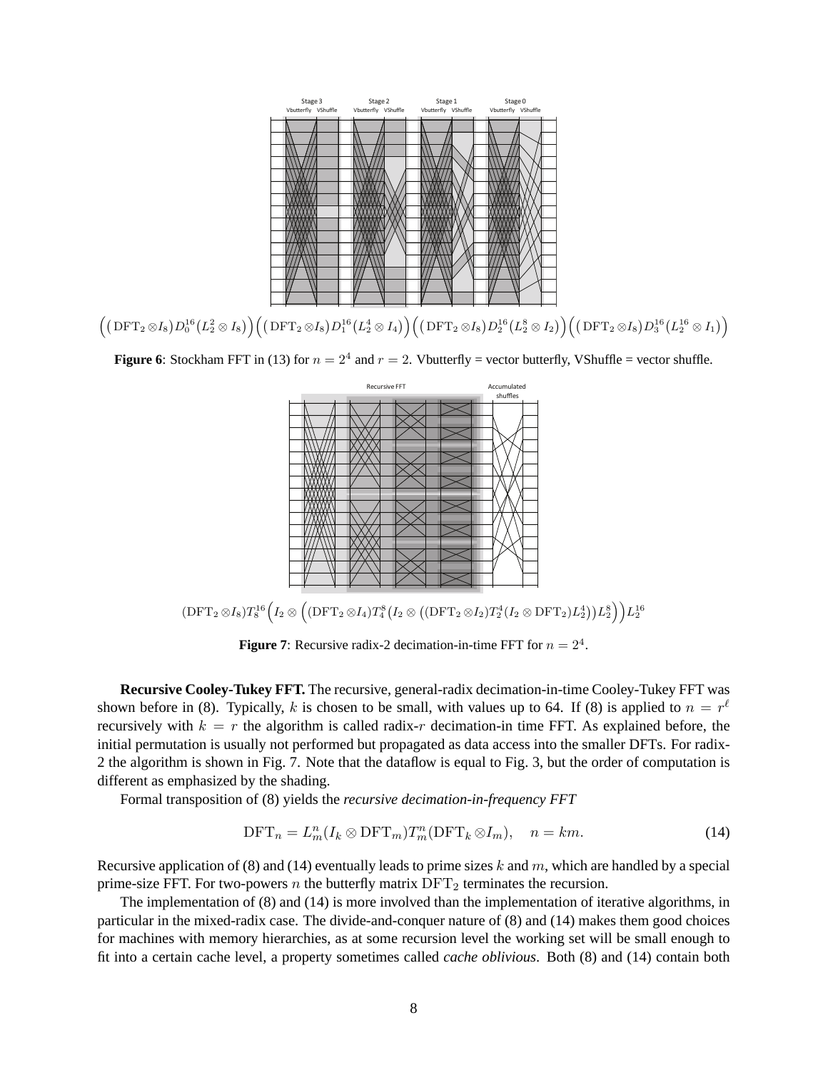$$\Big(\big(\mathrm{DFT}_2 \otimes I_8\big) D_0^{16} \big(L_2^2 \otimes I_8\big)\Big) \Big(\big(\mathrm{DFT}_2 \otimes I_8\big) D_1^{16} \big(L_2^4 \otimes I_4\big)\Big) \Big(\big(\mathrm{DFT}_2 \otimes I_8\big) D_2^{16} \big(L_2^8 \otimes I_2\big)\Big) \Big(\big(\mathrm{DFT}_2 \otimes I_8\big) D_3^{16} \big(L_2^{16} \otimes I_1\big)\Big)$$

**Figure 6**: Stockham FFT in (13) for $n = 2^4$ and $r = 2$. Vbutterfly = vector butterfly, VShuffle = vector shuffle.

$$(\mathrm{DFT}_2 \otimes I_8) T_8^{16} \Big(I_2 \otimes \Big((\mathrm{DFT}_2 \otimes I_4) T_4^8 \big(I_2 \otimes \big((\mathrm{DFT}_2 \otimes I_2) T_2^4 (I_2 \otimes \mathrm{DFT}_2) L_2^4\big)\big) L_2^8\Big)\Big) L_2^{16}$$

**Figure 7**: Recursive radix-2 decimation-in-time FFT for $n = 2^4$.

**Recursive Cooley-Tukey FFT.** The recursive, general-radix decimation-in-time Cooley-Tukey FFT was shown before in (8). Typically, $k$ is chosen to be small, with values up to 64. If (8) is applied to $n = r^\ell$ recursively with $k = r$ the algorithm is called radix-$r$ decimation-in time FFT. As explained before, the initial permutation is usually not performed but propagated as data access into the smaller DFTs. For radix-2 the algorithm is shown in Fig. 7. Note that the dataflow is equal to Fig. 3, but the order of computation is different as emphasized by the shading.

Formal transposition of (8) yields the *recursive decimation-in-frequency FFT*

$$\mathrm{DFT}_n = L_m^n (I_k \otimes \mathrm{DFT}_m) T_m^n (\mathrm{DFT}_k \otimes I_m), \quad n = km. \tag{14}$$

Recursive application of (8) and (14) eventually leads to prime sizes $k$ and $m$, which are handled by a special prime-size FFT. For two-powers $n$ the butterfly matrix $\mathrm{DFT}_2$ terminates the recursion.

The implementation of (8) and (14) is more involved than the implementation of iterative algorithms, in particular in the mixed-radix case. The divide-and-conquer nature of (8) and (14) makes them good choices for machines with memory hierarchies, as at some recursion level the working set will be small enough to fit into a certain cache level, a property sometimes called *cache oblivious*. Both (8) and (14) contain both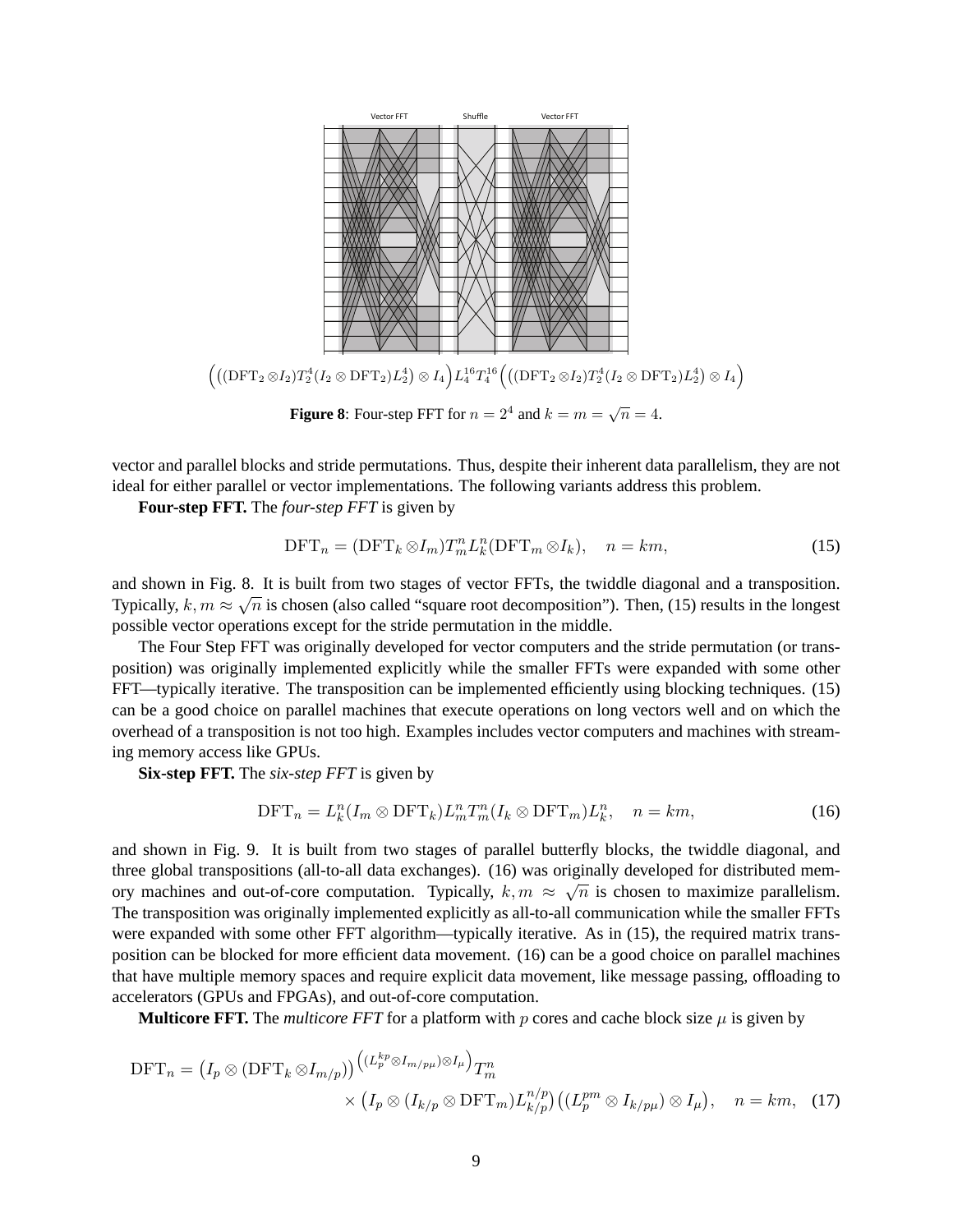Vector FFT Shuffle Vector FFT

$$\Big(\big((\mathrm{DFT}_2 \otimes I_2) T_2^4 (I_2 \otimes \mathrm{DFT}_2) L_2^4\big) \otimes I_4\Big) L_4^{16} T_4^{16} \Big(\big((\mathrm{DFT}_2 \otimes I_2) T_2^4 (I_2 \otimes \mathrm{DFT}_2) L_2^4\big) \otimes I_4\Big)$$

**Figure 8**: Four-step FFT for $n = 2^4$ and $k = m = \sqrt{n} = 4$.

vector and parallel blocks and stride permutations. Thus, despite their inherent data parallelism, they are not ideal for either parallel or vector implementations. The following variants address this problem.

**Four-step FFT.** The *four-step FFT* is given by

$$\mathrm{DFT}_n = (\mathrm{DFT}_k \otimes I_m) T_m^n L_k^n (\mathrm{DFT}_m \otimes I_k), \quad n = km, \tag{15}$$

and shown in Fig. 8. It is built from two stages of vector FFTs, the twiddle diagonal and a transposition. Typically, $k, m \approx \sqrt{n}$ is chosen (also called "square root decomposition"). Then, (15) results in the longest possible vector operations except for the stride permutation in the middle.

The Four Step FFT was originally developed for vector computers and the stride permutation (or transposition) was originally implemented explicitly while the smaller FFTs were expanded with some other FFT—typically iterative. The transposition can be implemented efficiently using blocking techniques. (15) can be a good choice on parallel machines that execute operations on long vectors well and on which the overhead of a transposition is not too high. Examples includes vector computers and machines with streaming memory access like GPUs.

**Six-step FFT.** The *six-step FFT* is given by

$$\mathrm{DFT}_n = L_k^n (I_m \otimes \mathrm{DFT}_k) L_m^n T_m^n (I_k \otimes \mathrm{DFT}_m) L_k^n, \quad n = km, \tag{16}$$

and shown in Fig. 9. It is built from two stages of parallel butterfly blocks, the twiddle diagonal, and three global transpositions (all-to-all data exchanges). (16) was originally developed for distributed memory machines and out-of-core computation. Typically, $k, m \approx \sqrt{n}$ is chosen to maximize parallelism. The transposition was originally implemented explicitly as all-to-all communication while the smaller FFTs were expanded with some other FFT algorithm—typically iterative. As in (15), the required matrix transposition can be blocked for more efficient data movement. (16) can be a good choice on parallel machines that have multiple memory spaces and require explicit data movement, like message passing, offloading to accelerators (GPUs and FPGAs), and out-of-core computation.

**Multicore FFT.** The *multicore FFT* for a platform with $p$ cores and cache block size $\mu$ is given by

$$\begin{aligned}\mathrm{DFT}_n = \big(I_p \otimes (\mathrm{DFT}_k \otimes I_{m/p})\big)^{\left((L_p^{kp} \otimes I_{m/p\mu}) \otimes I_\mu\right)} T_m^n \\ \times \big(I_p \otimes (I_{k/p} \otimes \mathrm{DFT}_m) L_{k/p}^{n/p}\big)\big((L_p^{pm} \otimes I_{k/p\mu}) \otimes I_\mu\big), \quad n = km, \end{aligned} \tag{17}$$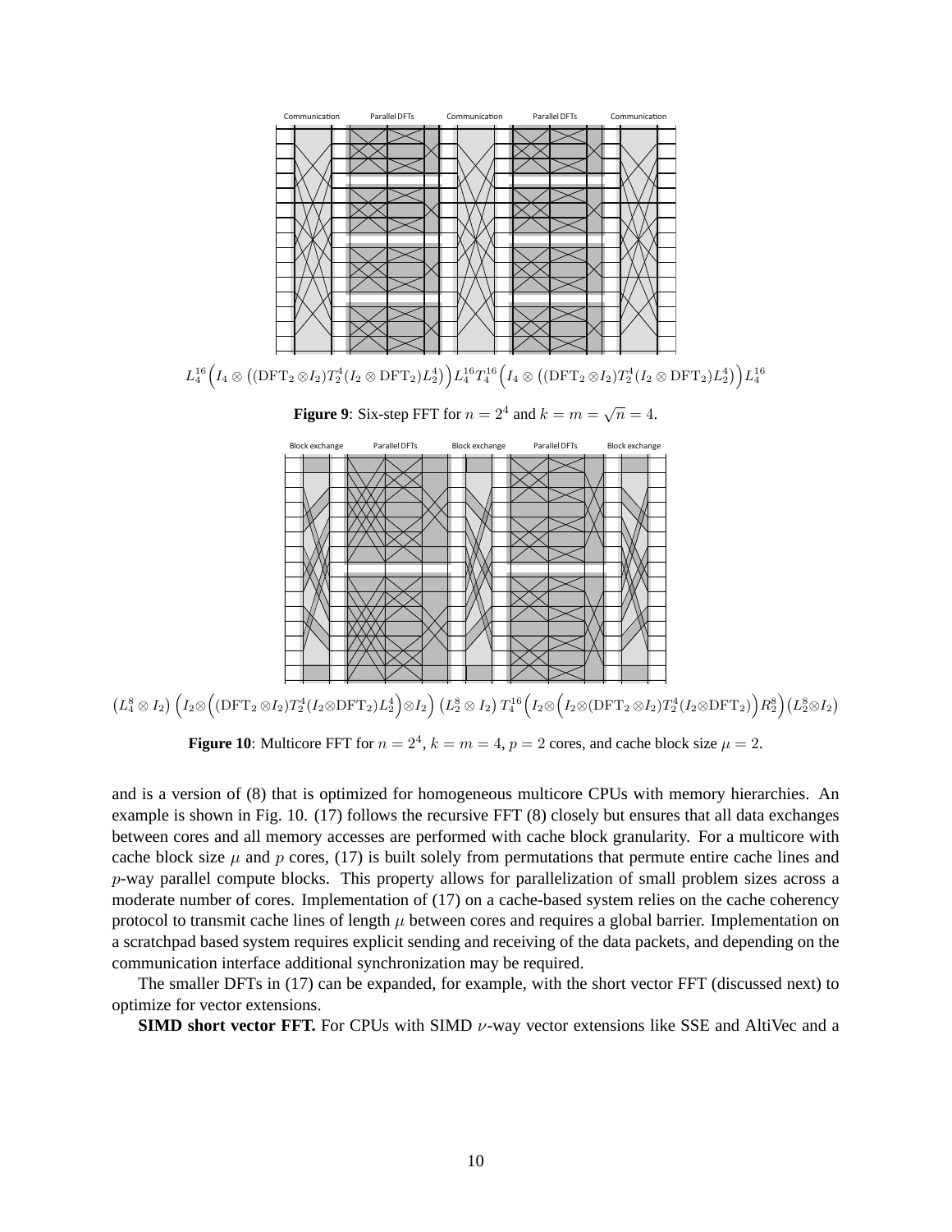Communication Parallel DFTs Communication Parallel DFTs Communication

$$L_4^{16}\Big(I_4 \otimes \big((\mathrm{DFT}_2 \otimes I_2)T_2^4(I_2 \otimes \mathrm{DFT}_2)L_2^4\big)\Big)L_4^{16}T_4^{16}\Big(I_4 \otimes \big((\mathrm{DFT}_2 \otimes I_2)T_2^4(I_2 \otimes \mathrm{DFT}_2)L_2^4\big)\Big)L_4^{16}$$

**Figure 9**: Six-step FFT for $n = 2^4$ and $k = m = \sqrt{n} = 4$.

Block exchange Parallel DFTs Block exchange Parallel DFTs Block exchange

$$\big(L_4^8 \otimes I_2\big)\Big(I_2 \otimes \Big((\mathrm{DFT}_2 \otimes I_2)T_2^4(I_2 \otimes \mathrm{DFT}_2)L_2^4\Big) \otimes I_2\Big)\big(L_2^8 \otimes I_2\big)T_4^{16}\Big(I_2 \otimes \Big(I_2 \otimes (\mathrm{DFT}_2 \otimes I_2)T_2^4(I_2 \otimes \mathrm{DFT}_2)\Big)R_2^8\Big)\big(L_2^8 \otimes I_2\big)$$

**Figure 10**: Multicore FFT for $n = 2^4$, $k = m = 4$, $p = 2$ cores, and cache block size $\mu = 2$.

and is a version of (8) that is optimized for homogeneous multicore CPUs with memory hierarchies. An example is shown in Fig. 10. (17) follows the recursive FFT (8) closely but ensures that all data exchanges between cores and all memory accesses are performed with cache block granularity. For a multicore with cache block size $\mu$ and $p$ cores, (17) is built solely from permutations that permute entire cache lines and $p$-way parallel compute blocks. This property allows for parallelization of small problem sizes across a moderate number of cores. Implementation of (17) on a cache-based system relies on the cache coherency protocol to transmit cache lines of length $\mu$ between cores and requires a global barrier. Implementation on a scratchpad based system requires explicit sending and receiving of the data packets, and depending on the communication interface additional synchronization may be required.

The smaller DFTs in (17) can be expanded, for example, with the short vector FFT (discussed next) to optimize for vector extensions.

**SIMD short vector FFT.** For CPUs with SIMD $\nu$-way vector extensions like SSE and AltiVec and a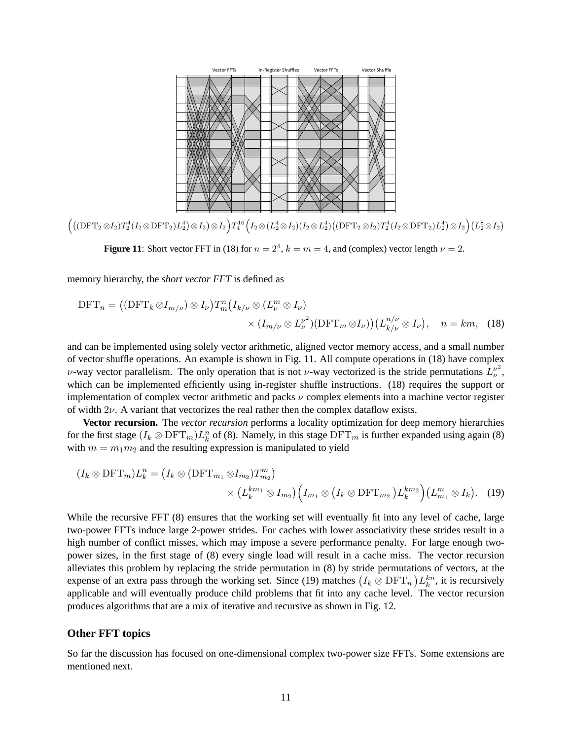Vector FFTs    In-Register Shuffles    Vector FFTs    Vector Shuffle

$$\Big(\big((\mathrm{DFT}_2 \otimes I_2) T_2^4 (I_2 \otimes \mathrm{DFT}_2) L_2^4\big) \otimes I_2\big) \otimes I_2\Big) T_4^{16} \Big(I_2 \otimes (L_2^4 \otimes I_2)(I_2 \otimes L_2^4)\big((\mathrm{DFT}_2 \otimes I_2) T_2^4 (I_2 \otimes \mathrm{DFT}_2) L_2^4\big) \otimes I_2\Big)\big(L_2^8 \otimes I_2\big)$$

**Figure 11**: Short vector FFT in (18) for $n = 2^4$, $k = m = 4$, and (complex) vector length $\nu = 2$.

memory hierarchy, the *short vector FFT* is defined as

$$\mathrm{DFT}_n = \big((\mathrm{DFT}_k \otimes I_{m/\nu}) \otimes I_\nu\big) T_m^n \big(I_{k/\nu} \otimes (L_\nu^m \otimes I_\nu) \\ \times (I_{m/\nu} \otimes L_\nu^{\nu^2})(\mathrm{DFT}_m \otimes I_\nu)\big)\big(L_{k/\nu}^{n/\nu} \otimes I_\nu\big), \quad n = km, \quad (18)$$

and can be implemented using solely vector arithmetic, aligned vector memory access, and a small number of vector shuffle operations. An example is shown in Fig. 11. All compute operations in (18) have complex $\nu$-way vector parallelism. The only operation that is not $\nu$-way vectorized is the stride permutations $L_\nu^{\nu^2}$, which can be implemented efficiently using in-register shuffle instructions. (18) requires the support or implementation of complex vector arithmetic and packs $\nu$ complex elements into a machine vector register of width $2\nu$. A variant that vectorizes the real rather then the complex dataflow exists.

**Vector recursion.** The *vector recursion* performs a locality optimization for deep memory hierarchies for the first stage $(I_k \otimes \mathrm{DFT}_m) L_k^n$ of (8). Namely, in this stage $\mathrm{DFT}_m$ is further expanded using again (8) with $m = m_1 m_2$ and the resulting expression is manipulated to yield

$$(I_k \otimes \mathrm{DFT}_m) L_k^n = \big(I_k \otimes (\mathrm{DFT}_{m_1} \otimes I_{m_2}) T_{m_2}^m\big) \\ \times \big(L_k^{km_1} \otimes I_{m_2}\big)\Big(I_{m_1} \otimes \big(I_k \otimes \mathrm{DFT}_{m_2}\big) L_k^{km_2}\Big)\big(L_{m_1}^m \otimes I_k\big). \quad (19)$$

While the recursive FFT (8) ensures that the working set will eventually fit into any level of cache, large two-power FFTs induce large 2-power strides. For caches with lower associativity these strides result in a high number of conflict misses, which may impose a severe performance penalty. For large enough two-power sizes, in the first stage of (8) every single load will result in a cache miss. The vector recursion alleviates this problem by replacing the stride permutation in (8) by stride permutations of vectors, at the expense of an extra pass through the working set. Since (19) matches $\big(I_k \otimes \mathrm{DFT}_n\big) L_k^{kn}$, it is recursively applicable and will eventually produce child problems that fit into any cache level. The vector recursion produces algorithms that are a mix of iterative and recursive as shown in Fig. 12.

### Other FFT topics

So far the discussion has focused on one-dimensional complex two-power size FFTs. Some extensions are mentioned next.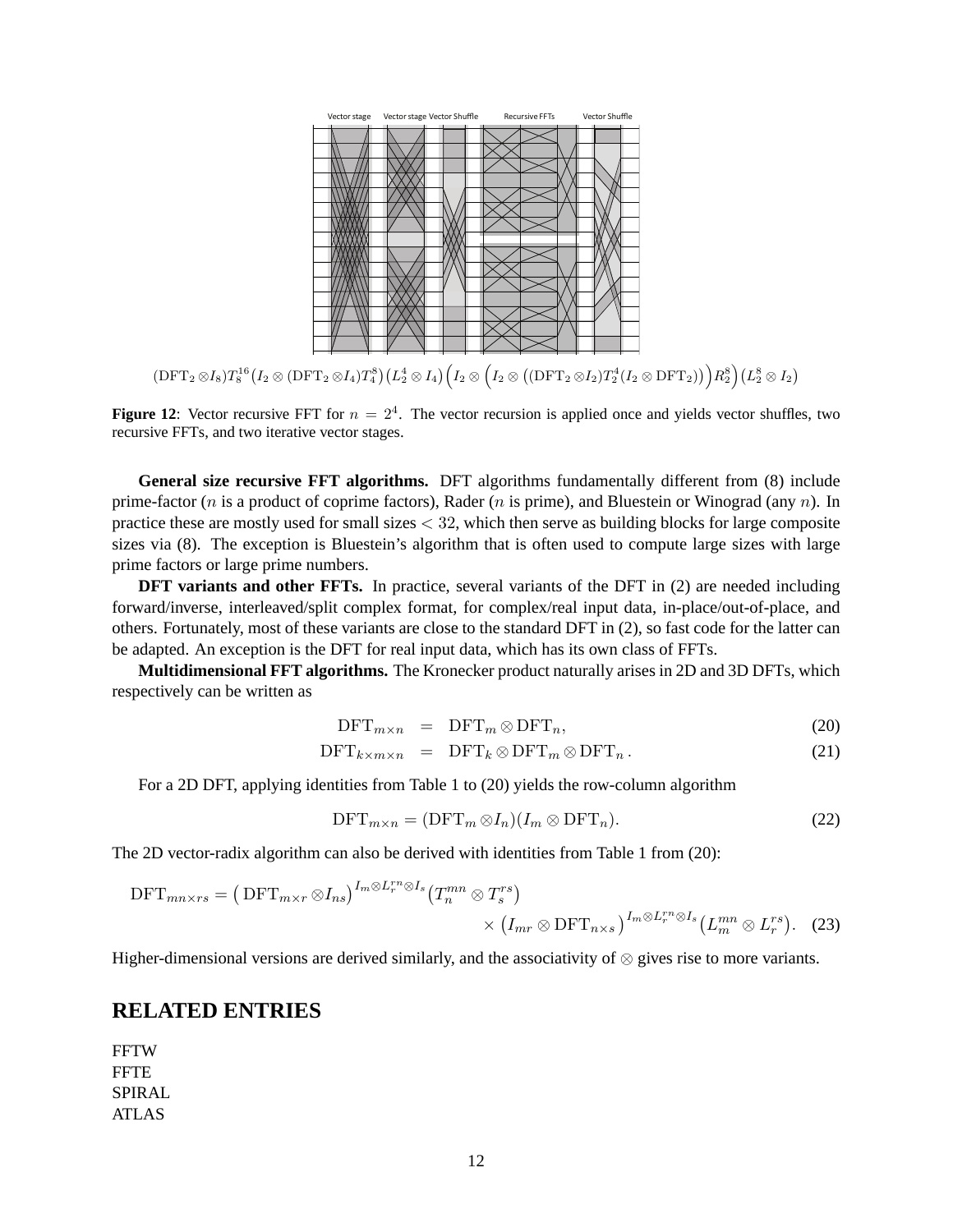Vector stage Vector stage Vector Shuffle Recursive FFTs Vector Shuffle

$$(\mathrm{DFT}_2 \otimes I_8) T_8^{16} \big(I_2 \otimes (\mathrm{DFT}_2 \otimes I_4) T_4^8\big) \big(L_2^4 \otimes I_4\big) \Big(I_2 \otimes \Big(I_2 \otimes \big((\mathrm{DFT}_2 \otimes I_2) T_2^4 (I_2 \otimes \mathrm{DFT}_2)\big)\Big) R_2^8\Big) \big(L_2^8 \otimes I_2\big)$$

**Figure 12**: Vector recursive FFT for $n = 2^4$. The vector recursion is applied once and yields vector shuffles, two recursive FFTs, and two iterative vector stages.

**General size recursive FFT algorithms.** DFT algorithms fundamentally different from (8) include prime-factor ($n$ is a product of coprime factors), Rader ($n$ is prime), and Bluestein or Winograd (any $n$). In practice these are mostly used for small sizes $< 32$, which then serve as building blocks for large composite sizes via (8). The exception is Bluestein's algorithm that is often used to compute large sizes with large prime factors or large prime numbers.

**DFT variants and other FFTs.** In practice, several variants of the DFT in (2) are needed including forward/inverse, interleaved/split complex format, for complex/real input data, in-place/out-of-place, and others. Fortunately, most of these variants are close to the standard DFT in (2), so fast code for the latter can be adapted. An exception is the DFT for real input data, which has its own class of FFTs.

**Multidimensional FFT algorithms.** The Kronecker product naturally arises in 2D and 3D DFTs, which respectively can be written as

$$\mathrm{DFT}_{m \times n} = \mathrm{DFT}_m \otimes \mathrm{DFT}_n, \tag{20}$$

$$\mathrm{DFT}_{k \times m \times n} = \mathrm{DFT}_k \otimes \mathrm{DFT}_m \otimes \mathrm{DFT}_n\,. \tag{21}$$

For a 2D DFT, applying identities from Table 1 to (20) yields the row-column algorithm

$$\mathrm{DFT}_{m \times n} = (\mathrm{DFT}_m \otimes I_n)(I_m \otimes \mathrm{DFT}_n). \tag{22}$$

The 2D vector-radix algorithm can also be derived with identities from Table 1 from (20):

$$\mathrm{DFT}_{mn \times rs} = \big(\,\mathrm{DFT}_{m \times r} \otimes I_{ns}\big)^{I_m \otimes L_r^{rn} \otimes I_s} \big(T_n^{mn} \otimes T_s^{rs}\big) \times \big(I_{mr} \otimes \mathrm{DFT}_{n \times s}\big)^{I_m \otimes L_r^{rn} \otimes I_s} \big(L_m^{mn} \otimes L_r^{rs}\big). \tag{23}$$

Higher-dimensional versions are derived similarly, and the associativity of $\otimes$ gives rise to more variants.

# RELATED ENTRIES

FFTW
FFTE
SPIRAL
ATLAS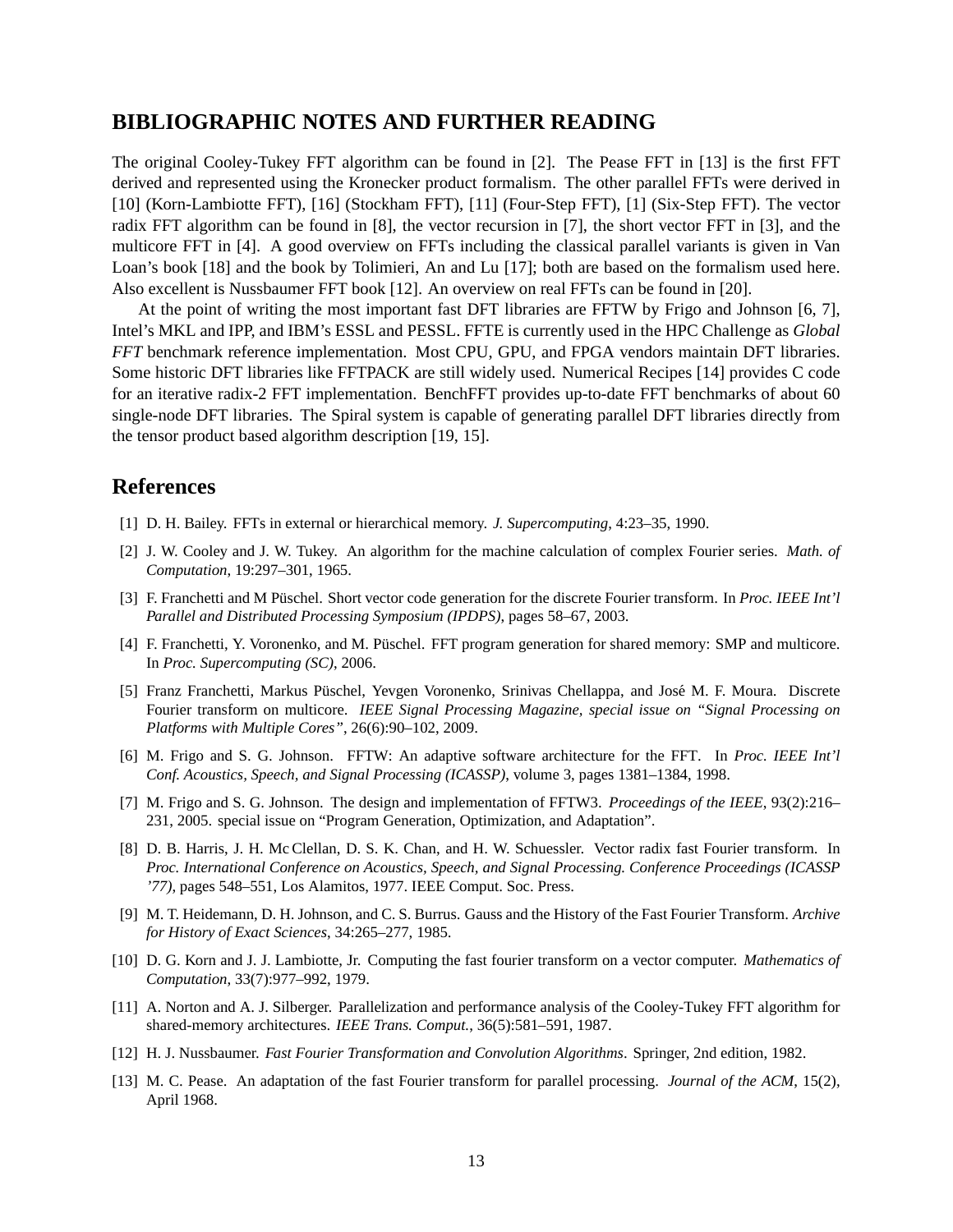## BIBLIOGRAPHIC NOTES AND FURTHER READING

The original Cooley-Tukey FFT algorithm can be found in [2]. The Pease FFT in [13] is the first FFT derived and represented using the Kronecker product formalism. The other parallel FFTs were derived in [10] (Korn-Lambiotte FFT), [16] (Stockham FFT), [11] (Four-Step FFT), [1] (Six-Step FFT). The vector radix FFT algorithm can be found in [8], the vector recursion in [7], the short vector FFT in [3], and the multicore FFT in [4]. A good overview on FFTs including the classical parallel variants is given in Van Loan's book [18] and the book by Tolimieri, An and Lu [17]; both are based on the formalism used here. Also excellent is Nussbaumer FFT book [12]. An overview on real FFTs can be found in [20].

At the point of writing the most important fast DFT libraries are FFTW by Frigo and Johnson [6, 7], Intel's MKL and IPP, and IBM's ESSL and PESSL. FFTE is currently used in the HPC Challenge as *Global FFT* benchmark reference implementation. Most CPU, GPU, and FPGA vendors maintain DFT libraries. Some historic DFT libraries like FFTPACK are still widely used. Numerical Recipes [14] provides C code for an iterative radix-2 FFT implementation. BenchFFT provides up-to-date FFT benchmarks of about 60 single-node DFT libraries. The Spiral system is capable of generating parallel DFT libraries directly from the tensor product based algorithm description [19, 15].

## References

[1] D. H. Bailey. FFTs in external or hierarchical memory. *J. Supercomputing*, 4:23–35, 1990.

[2] J. W. Cooley and J. W. Tukey. An algorithm for the machine calculation of complex Fourier series. *Math. of Computation*, 19:297–301, 1965.

[3] F. Franchetti and M Püschel. Short vector code generation for the discrete Fourier transform. In *Proc. IEEE Int'l Parallel and Distributed Processing Symposium (IPDPS)*, pages 58–67, 2003.

[4] F. Franchetti, Y. Voronenko, and M. Püschel. FFT program generation for shared memory: SMP and multicore. In *Proc. Supercomputing (SC)*, 2006.

[5] Franz Franchetti, Markus Püschel, Yevgen Voronenko, Srinivas Chellappa, and José M. F. Moura. Discrete Fourier transform on multicore. *IEEE Signal Processing Magazine, special issue on "Signal Processing on Platforms with Multiple Cores"*, 26(6):90–102, 2009.

[6] M. Frigo and S. G. Johnson. FFTW: An adaptive software architecture for the FFT. In *Proc. IEEE Int'l Conf. Acoustics, Speech, and Signal Processing (ICASSP)*, volume 3, pages 1381–1384, 1998.

[7] M. Frigo and S. G. Johnson. The design and implementation of FFTW3. *Proceedings of the IEEE*, 93(2):216–231, 2005. special issue on "Program Generation, Optimization, and Adaptation".

[8] D. B. Harris, J. H. Mc Clellan, D. S. K. Chan, and H. W. Schuessler. Vector radix fast Fourier transform. In *Proc. International Conference on Acoustics, Speech, and Signal Processing. Conference Proceedings (ICASSP '77)*, pages 548–551, Los Alamitos, 1977. IEEE Comput. Soc. Press.

[9] M. T. Heidemann, D. H. Johnson, and C. S. Burrus. Gauss and the History of the Fast Fourier Transform. *Archive for History of Exact Sciences*, 34:265–277, 1985.

[10] D. G. Korn and J. J. Lambiotte, Jr. Computing the fast fourier transform on a vector computer. *Mathematics of Computation*, 33(7):977–992, 1979.

[11] A. Norton and A. J. Silberger. Parallelization and performance analysis of the Cooley-Tukey FFT algorithm for shared-memory architectures. *IEEE Trans. Comput.*, 36(5):581–591, 1987.

[12] H. J. Nussbaumer. *Fast Fourier Transformation and Convolution Algorithms*. Springer, 2nd edition, 1982.

[13] M. C. Pease. An adaptation of the fast Fourier transform for parallel processing. *Journal of the ACM*, 15(2), April 1968.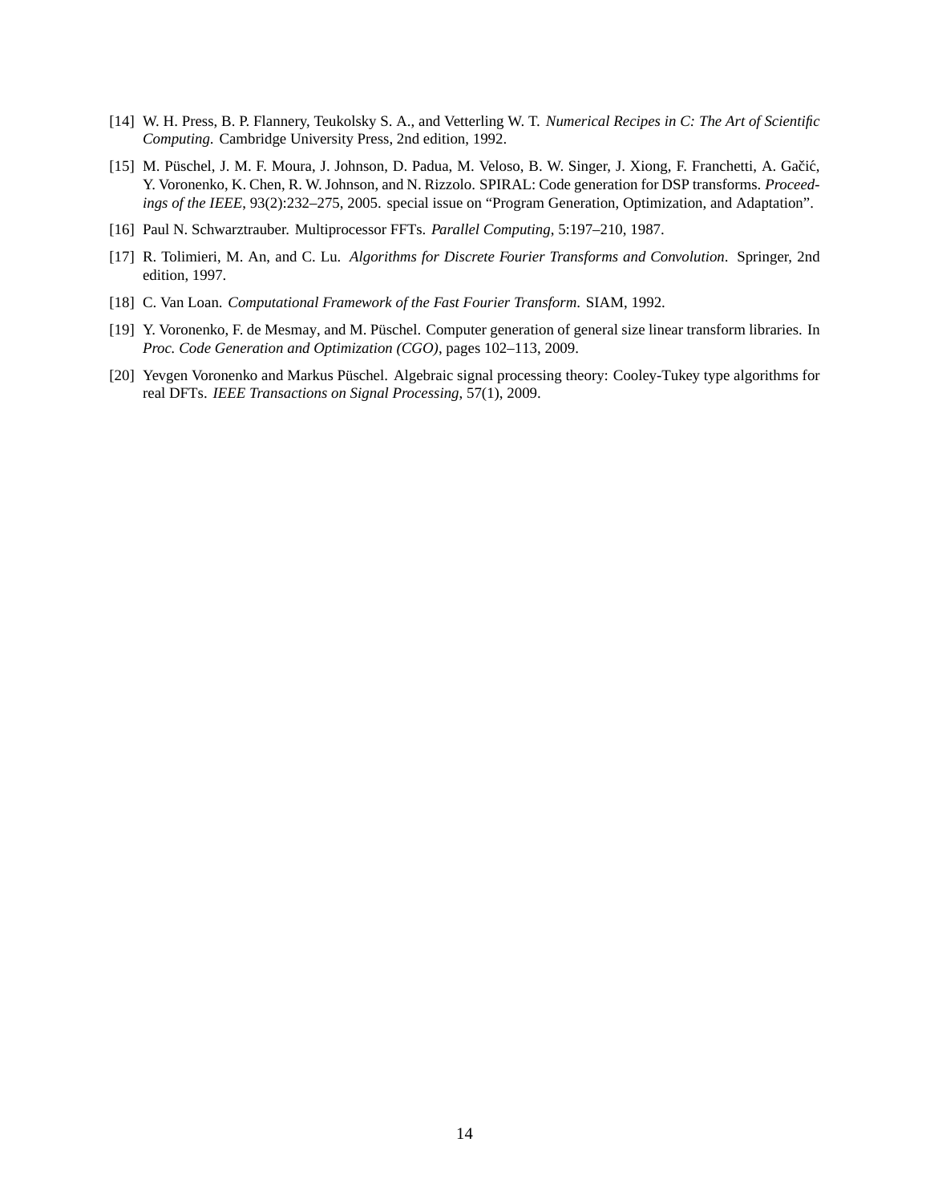[14] W. H. Press, B. P. Flannery, Teukolsky S. A., and Vetterling W. T. *Numerical Recipes in C: The Art of Scientific Computing*. Cambridge University Press, 2nd edition, 1992.

[15] M. Püschel, J. M. F. Moura, J. Johnson, D. Padua, M. Veloso, B. W. Singer, J. Xiong, F. Franchetti, A. Gačić, Y. Voronenko, K. Chen, R. W. Johnson, and N. Rizzolo. SPIRAL: Code generation for DSP transforms. *Proceedings of the IEEE*, 93(2):232–275, 2005. special issue on "Program Generation, Optimization, and Adaptation".

[16] Paul N. Schwarztrauber. Multiprocessor FFTs. *Parallel Computing*, 5:197–210, 1987.

[17] R. Tolimieri, M. An, and C. Lu. *Algorithms for Discrete Fourier Transforms and Convolution*. Springer, 2nd edition, 1997.

[18] C. Van Loan. *Computational Framework of the Fast Fourier Transform*. SIAM, 1992.

[19] Y. Voronenko, F. de Mesmay, and M. Püschel. Computer generation of general size linear transform libraries. In *Proc. Code Generation and Optimization (CGO)*, pages 102–113, 2009.

[20] Yevgen Voronenko and Markus Püschel. Algebraic signal processing theory: Cooley-Tukey type algorithms for real DFTs. *IEEE Transactions on Signal Processing*, 57(1), 2009.